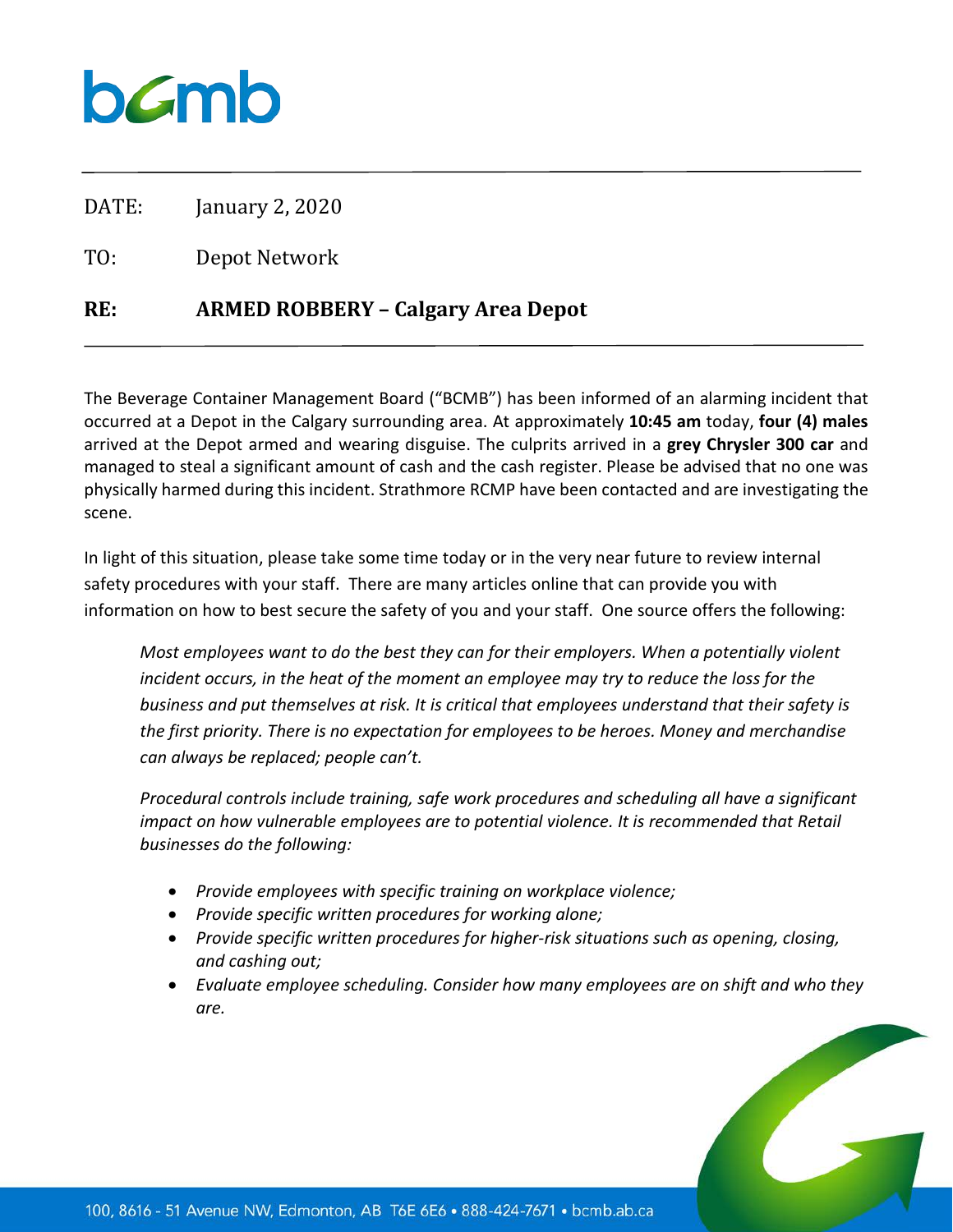bcmb

DATE: January 2, 2020

TO: Depot Network

**RE: ARMED ROBBERY – Calgary Area Depot**

The Beverage Container Management Board ("BCMB") has been informed of an alarming incident that occurred at a Depot in the Calgary surrounding area. At approximately **10:45 am** today, **four (4) males** arrived at the Depot armed and wearing disguise. The culprits arrived in a **grey Chrysler 300 car** and managed to steal a significant amount of cash and the cash register. Please be advised that no one was physically harmed during this incident. Strathmore RCMP have been contacted and are investigating the scene.

In light of this situation, please take some time today or in the very near future to review internal safety procedures with your staff. There are many articles online that can provide you with information on how to best secure the safety of you and your staff. One source offers the following:

> *Most employees want to do the best they can for their employers. When a potentially violent incident occurs, in the heat of the moment an employee may try to reduce the loss for the business and put themselves at risk. It is critical that employees understand that their safety is the first priority. There is no expectation for employees to be heroes. Money and merchandise can always be replaced; people can't.*
>
> *Procedural controls include training, safe work procedures and scheduling all have a significant impact on how vulnerable employees are to potential violence. It is recommended that Retail businesses do the following:*
>
> - *Provide employees with specific training on workplace violence;*
> - *Provide specific written procedures for working alone;*
> - *Provide specific written procedures for higher-risk situations such as opening, closing, and cashing out;*
> - *Evaluate employee scheduling. Consider how many employees are on shift and who they are.*

100, 8616 - 51 Avenue NW, Edmonton, AB T6E 6E6 • 888-424-7671 • bcmb.ab.ca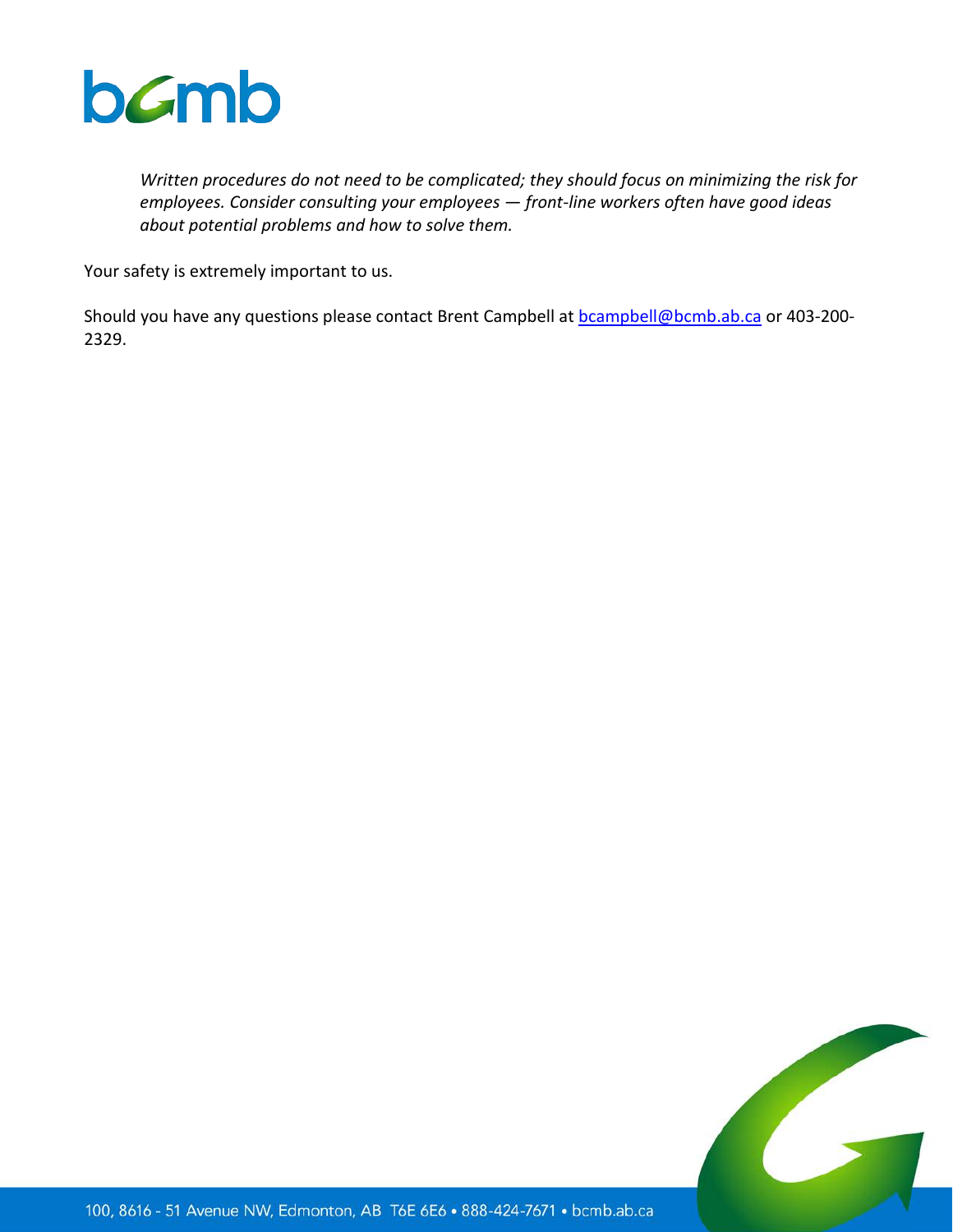*Written procedures do not need to be complicated; they should focus on minimizing the risk for employees. Consider consulting your employees — front-line workers often have good ideas about potential problems and how to solve them.*

Your safety is extremely important to us.

Should you have any questions please contact Brent Campbell at [bcampbell@bcmb.ab.ca](mailto:bcampbell@bcmb.ab.ca) or 403-200-2329.